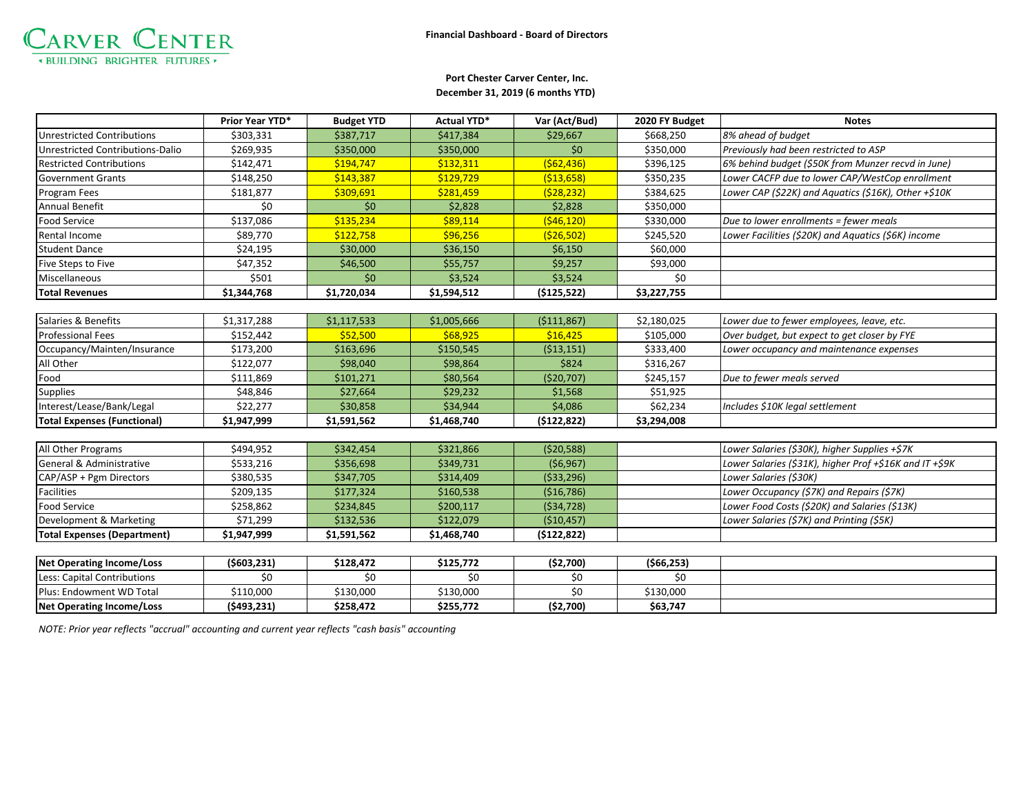CARVER CENTER
• BUILDING BRIGHTER FUTURES •

**Financial Dashboard - Board of Directors**

**Port Chester Carver Center, Inc.**
**December 31, 2019 (6 months YTD)**

| | Prior Year YTD* | Budget YTD | Actual YTD* | Var (Act/Bud) | 2020 FY Budget | Notes |
|---|---|---|---|---|---|---|
| Unrestricted Contributions | $303,331 | $387,717 | $417,384 | $29,667 | $668,250 | *8% ahead of budget* |
| Unrestricted Contributions-Dalio | $269,935 | $350,000 | $350,000 | $0 | $350,000 | *Previously had been restricted to ASP* |
| Restricted Contributions | $142,471 | $194,747 | $132,311 | ($62,436) | $396,125 | *6% behind budget ($50K from Munzer recvd in June)* |
| Government Grants | $148,250 | $143,387 | $129,729 | ($13,658) | $350,235 | *Lower CACFP due to lower CAP/WestCop enrollment* |
| Program Fees | $181,877 | $309,691 | $281,459 | ($28,232) | $384,625 | *Lower CAP ($22K) and Aquatics ($16K), Other +$10K* |
| Annual Benefit | $0 | $0 | $2,828 | $2,828 | $350,000 | |
| Food Service | $137,086 | $135,234 | $89,114 | ($46,120) | $330,000 | *Due to lower enrollments = fewer meals* |
| Rental Income | $89,770 | $122,758 | $96,256 | ($26,502) | $245,520 | *Lower Facilities ($20K) and Aquatics ($6K) income* |
| Student Dance | $24,195 | $30,000 | $36,150 | $6,150 | $60,000 | |
| Five Steps to Five | $47,352 | $46,500 | $55,757 | $9,257 | $93,000 | |
| Miscellaneous | $501 | $0 | $3,524 | $3,524 | $0 | |
| **Total Revenues** | **$1,344,768** | **$1,720,034** | **$1,594,512** | **($125,522)** | **$3,227,755** | |
| | | | | | | |
| Salaries & Benefits | $1,317,288 | $1,117,533 | $1,005,666 | ($111,867) | $2,180,025 | *Lower due to fewer employees, leave, etc.* |
| Professional Fees | $152,442 | $52,500 | $68,925 | $16,425 | $105,000 | *Over budget, but expect to get closer by FYE* |
| Occupancy/Mainten/Insurance | $173,200 | $163,696 | $150,545 | ($13,151) | $333,400 | *Lower occupancy and maintenance expenses* |
| All Other | $122,077 | $98,040 | $98,864 | $824 | $316,267 | |
| Food | $111,869 | $101,271 | $80,564 | ($20,707) | $245,157 | *Due to fewer meals served* |
| Supplies | $48,846 | $27,664 | $29,232 | $1,568 | $51,925 | |
| Interest/Lease/Bank/Legal | $22,277 | $30,858 | $34,944 | $4,086 | $62,234 | *Includes $10K legal settlement* |
| **Total Expenses (Functional)** | **$1,947,999** | **$1,591,562** | **$1,468,740** | **($122,822)** | **$3,294,008** | |
| | | | | | | |
| All Other Programs | $494,952 | $342,454 | $321,866 | ($20,588) | | *Lower Salaries ($30K), higher Supplies +$7K* |
| General & Administrative | $533,216 | $356,698 | $349,731 | ($6,967) | | *Lower Salaries ($31K), higher Prof +$16K and IT +$9K* |
| CAP/ASP + Pgm Directors | $380,535 | $347,705 | $314,409 | ($33,296) | | *Lower Salaries ($30K)* |
| Facilities | $209,135 | $177,324 | $160,538 | ($16,786) | | *Lower Occupancy ($7K) and Repairs ($7K)* |
| Food Service | $258,862 | $234,845 | $200,117 | ($34,728) | | *Lower Food Costs ($20K) and Salaries ($13K)* |
| Development & Marketing | $71,299 | $132,536 | $122,079 | ($10,457) | | *Lower Salaries ($7K) and Printing ($5K)* |
| **Total Expenses (Department)** | **$1,947,999** | **$1,591,562** | **$1,468,740** | **($122,822)** | | |
| | | | | | | |
| **Net Operating Income/Loss** | **($603,231)** | **$128,472** | **$125,772** | **($2,700)** | **($66,253)** | |
| Less: Capital Contributions | $0 | $0 | $0 | $0 | $0 | |
| Plus: Endowment WD Total | $110,000 | $130,000 | $130,000 | $0 | $130,000 | |
| **Net Operating Income/Loss** | **($493,231)** | **$258,472** | **$255,772** | **($2,700)** | **$63,747** | |

*NOTE: Prior year reflects "accrual" accounting and current year reflects "cash basis" accounting*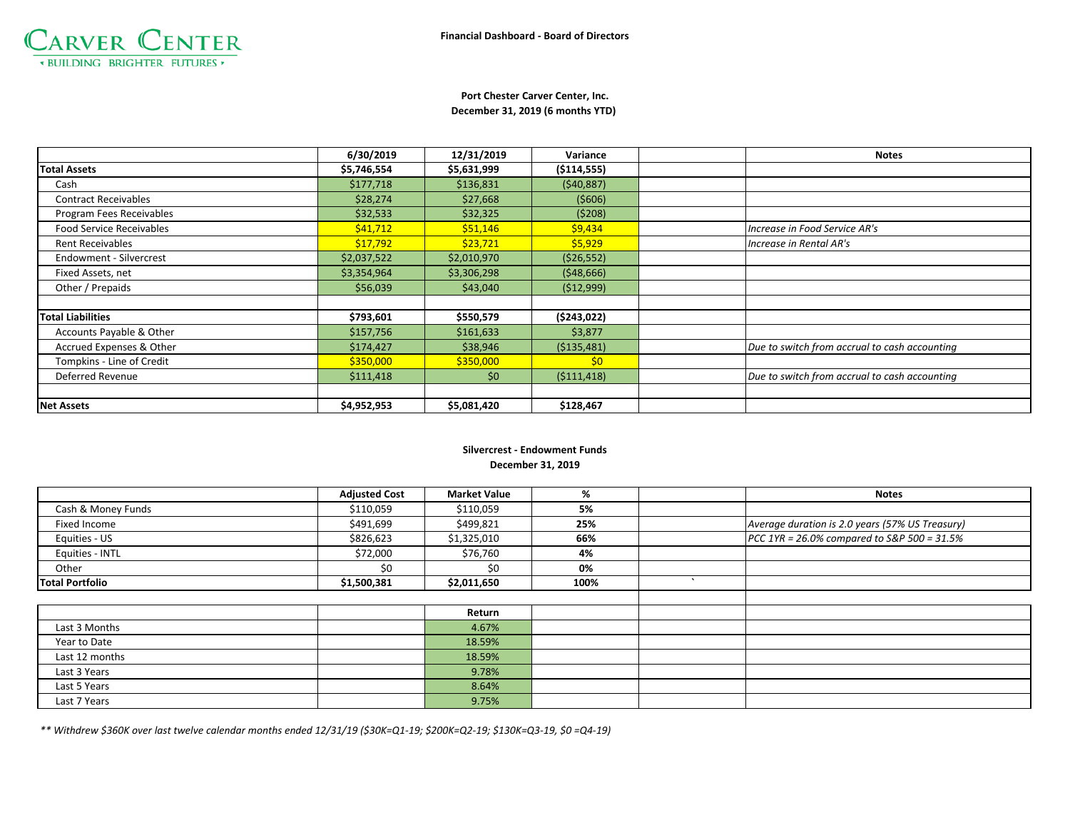Carver Center
• BUILDING BRIGHTER FUTURES •

**Financial Dashboard - Board of Directors**

**Port Chester Carver Center, Inc.**
**December 31, 2019 (6 months YTD)**

| | 6/30/2019 | 12/31/2019 | Variance | | Notes |
|---|---|---|---|---|---|
| **Total Assets** | **$5,746,554** | **$5,631,999** | **($114,555)** | | |
| Cash | $177,718 | $136,831 | ($40,887) | | |
| Contract Receivables | $28,274 | $27,668 | ($606) | | |
| Program Fees Receivables | $32,533 | $32,325 | ($208) | | |
| Food Service Receivables | $41,712 | $51,146 | $9,434 | | *Increase in Food Service AR's* |
| Rent Receivables | $17,792 | $23,721 | $5,929 | | *Increase in Rental AR's* |
| Endowment - Silvercrest | $2,037,522 | $2,010,970 | ($26,552) | | |
| Fixed Assets, net | $3,354,964 | $3,306,298 | ($48,666) | | |
| Other / Prepaids | $56,039 | $43,040 | ($12,999) | | |
| | | | | | |
| **Total Liabilities** | **$793,601** | **$550,579** | **($243,022)** | | |
| Accounts Payable & Other | $157,756 | $161,633 | $3,877 | | |
| Accrued Expenses & Other | $174,427 | $38,946 | ($135,481) | | *Due to switch from accrual to cash accounting* |
| Tompkins - Line of Credit | $350,000 | $350,000 | $0 | | |
| Deferred Revenue | $111,418 | $0 | ($111,418) | | *Due to switch from accrual to cash accounting* |
| | | | | | |
| **Net Assets** | **$4,952,953** | **$5,081,420** | **$128,467** | | |

**Silvercrest - Endowment Funds**
**December 31, 2019**

| | Adjusted Cost | Market Value | % | | Notes |
|---|---|---|---|---|---|
| Cash & Money Funds | $110,059 | $110,059 | **5%** | | |
| Fixed Income | $491,699 | $499,821 | **25%** | | *Average duration is 2.0 years (57% US Treasury)* |
| Equities - US | $826,623 | $1,325,010 | **66%** | | *PCC 1YR = 26.0% compared to S&P 500 = 31.5%* |
| Equities - INTL | $72,000 | $76,760 | **4%** | | |
| Other | $0 | $0 | **0%** | | |
| **Total Portfolio** | **$1,500,381** | **$2,011,650** | **100%** | ` | |

| | | Return | | | |
|---|---|---|---|---|---|
| Last 3 Months | | 4.67% | | | |
| Year to Date | | 18.59% | | | |
| Last 12 months | | 18.59% | | | |
| Last 3 Years | | 9.78% | | | |
| Last 5 Years | | 8.64% | | | |
| Last 7 Years | | 9.75% | | | |

*** Withdrew $360K over last twelve calendar months ended 12/31/19 ($30K=Q1-19; $200K=Q2-19; $130K=Q3-19, $0 =Q4-19)*